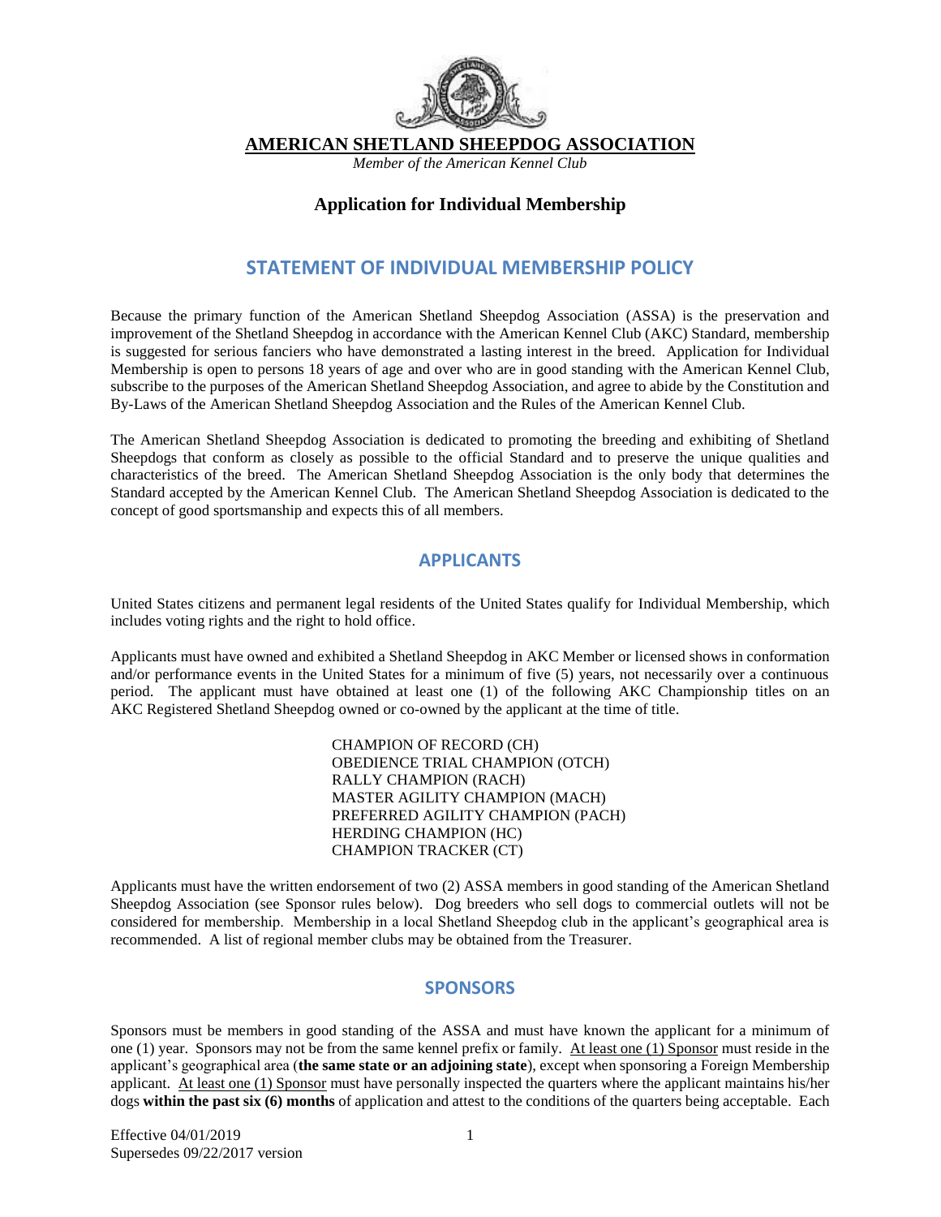# AMERICAN SHETLAND SHEEPDOG ASSOCIATION

*Member of the American Kennel Club*

## Application for Individual Membership

## STATEMENT OF INDIVIDUAL MEMBERSHIP POLICY

Because the primary function of the American Shetland Sheepdog Association (ASSA) is the preservation and improvement of the Shetland Sheepdog in accordance with the American Kennel Club (AKC) Standard, membership is suggested for serious fanciers who have demonstrated a lasting interest in the breed. Application for Individual Membership is open to persons 18 years of age and over who are in good standing with the American Kennel Club, subscribe to the purposes of the American Shetland Sheepdog Association, and agree to abide by the Constitution and By-Laws of the American Shetland Sheepdog Association and the Rules of the American Kennel Club.

The American Shetland Sheepdog Association is dedicated to promoting the breeding and exhibiting of Shetland Sheepdogs that conform as closely as possible to the official Standard and to preserve the unique qualities and characteristics of the breed. The American Shetland Sheepdog Association is the only body that determines the Standard accepted by the American Kennel Club. The American Shetland Sheepdog Association is dedicated to the concept of good sportsmanship and expects this of all members.

## APPLICANTS

United States citizens and permanent legal residents of the United States qualify for Individual Membership, which includes voting rights and the right to hold office.

Applicants must have owned and exhibited a Shetland Sheepdog in AKC Member or licensed shows in conformation and/or performance events in the United States for a minimum of five (5) years, not necessarily over a continuous period. The applicant must have obtained at least one (1) of the following AKC Championship titles on an AKC Registered Shetland Sheepdog owned or co-owned by the applicant at the time of title.

- CHAMPION OF RECORD (CH)
- OBEDIENCE TRIAL CHAMPION (OTCH)
- RALLY CHAMPION (RACH)
- MASTER AGILITY CHAMPION (MACH)
- PREFERRED AGILITY CHAMPION (PACH)
- HERDING CHAMPION (HC)
- CHAMPION TRACKER (CT)

Applicants must have the written endorsement of two (2) ASSA members in good standing of the American Shetland Sheepdog Association (see Sponsor rules below). Dog breeders who sell dogs to commercial outlets will not be considered for membership. Membership in a local Shetland Sheepdog club in the applicant's geographical area is recommended. A list of regional member clubs may be obtained from the Treasurer.

## SPONSORS

Sponsors must be members in good standing of the ASSA and must have known the applicant for a minimum of one (1) year. Sponsors may not be from the same kennel prefix or family. At least one (1) Sponsor must reside in the applicant's geographical area (**the same state or an adjoining state**), except when sponsoring a Foreign Membership applicant. At least one (1) Sponsor must have personally inspected the quarters where the applicant maintains his/her dogs **within the past six (6) months** of application and attest to the conditions of the quarters being acceptable. Each

Effective 04/01/2019
Supersedes 09/22/2017 version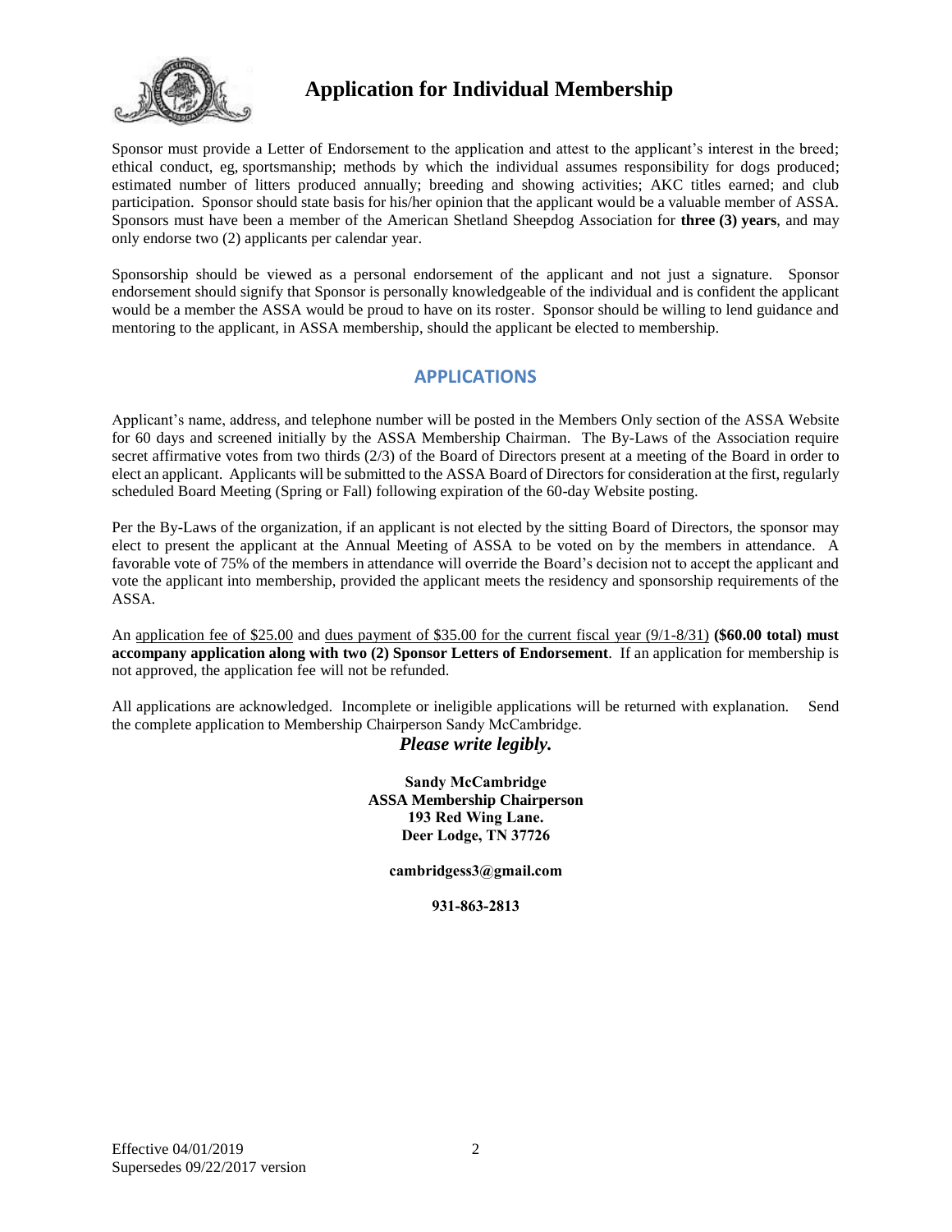# Application for Individual Membership

Sponsor must provide a Letter of Endorsement to the application and attest to the applicant's interest in the breed; ethical conduct, eg, sportsmanship; methods by which the individual assumes responsibility for dogs produced; estimated number of litters produced annually; breeding and showing activities; AKC titles earned; and club participation. Sponsor should state basis for his/her opinion that the applicant would be a valuable member of ASSA. Sponsors must have been a member of the American Shetland Sheepdog Association for **three (3) years**, and may only endorse two (2) applicants per calendar year.

Sponsorship should be viewed as a personal endorsement of the applicant and not just a signature. Sponsor endorsement should signify that Sponsor is personally knowledgeable of the individual and is confident the applicant would be a member the ASSA would be proud to have on its roster. Sponsor should be willing to lend guidance and mentoring to the applicant, in ASSA membership, should the applicant be elected to membership.

## APPLICATIONS

Applicant's name, address, and telephone number will be posted in the Members Only section of the ASSA Website for 60 days and screened initially by the ASSA Membership Chairman. The By-Laws of the Association require secret affirmative votes from two thirds (2/3) of the Board of Directors present at a meeting of the Board in order to elect an applicant. Applicants will be submitted to the ASSA Board of Directors for consideration at the first, regularly scheduled Board Meeting (Spring or Fall) following expiration of the 60-day Website posting.

Per the By-Laws of the organization, if an applicant is not elected by the sitting Board of Directors, the sponsor may elect to present the applicant at the Annual Meeting of ASSA to be voted on by the members in attendance. A favorable vote of 75% of the members in attendance will override the Board's decision not to accept the applicant and vote the applicant into membership, provided the applicant meets the residency and sponsorship requirements of the ASSA.

An application fee of $25.00 and dues payment of $35.00 for the current fiscal year (9/1-8/31) **($60.00 total) must accompany application along with two (2) Sponsor Letters of Endorsement**. If an application for membership is not approved, the application fee will not be refunded.

All applications are acknowledged. Incomplete or ineligible applications will be returned with explanation. Send the complete application to Membership Chairperson Sandy McCambridge.

***Please write legibly.***

**Sandy McCambridge**
**ASSA Membership Chairperson**
**193 Red Wing Lane.**
**Deer Lodge, TN 37726**

**cambridgess3@gmail.com**

**931-863-2813**

Effective 04/01/2019
Supersedes 09/22/2017 version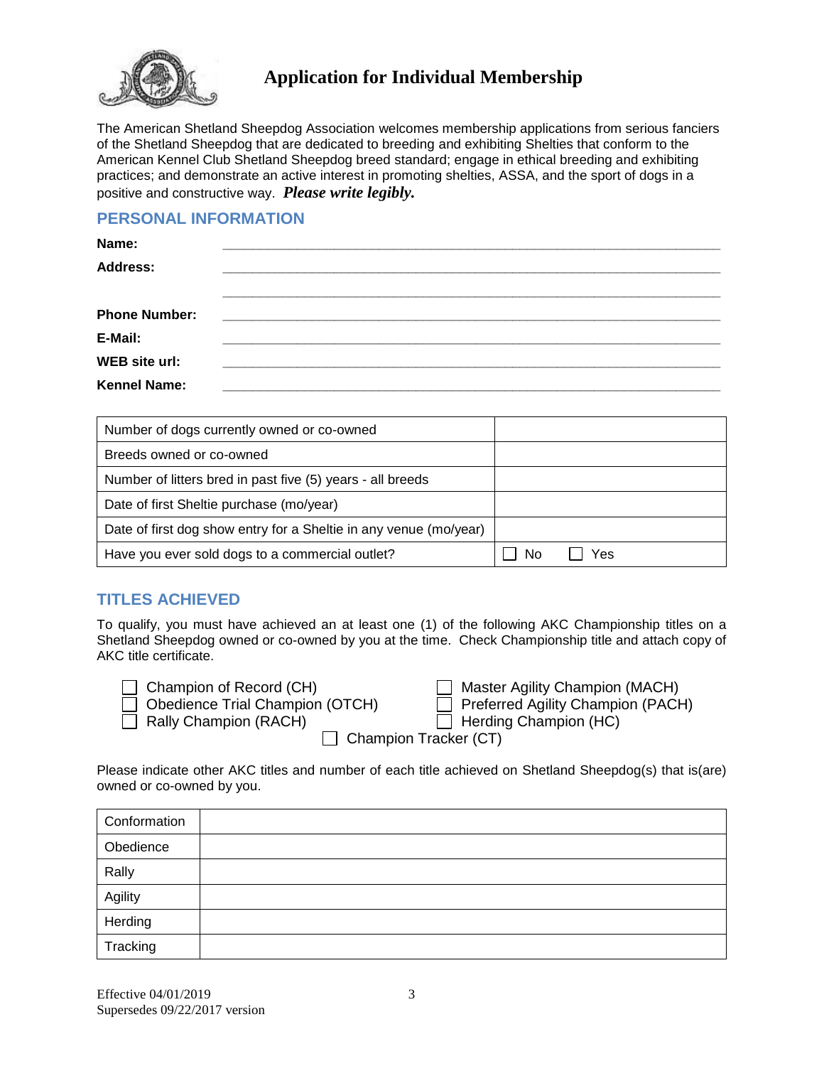# Application for Individual Membership

The American Shetland Sheepdog Association welcomes membership applications from serious fanciers of the Shetland Sheepdog that are dedicated to breeding and exhibiting Shelties that conform to the American Kennel Club Shetland Sheepdog breed standard; engage in ethical breeding and exhibiting practices; and demonstrate an active interest in promoting shelties, ASSA, and the sport of dogs in a positive and constructive way. ***Please write legibly.***

## PERSONAL INFORMATION

**Name:** ______________________________________________________________

**Address:** ______________________________________________________________

______________________________________________________________

**Phone Number:** ______________________________________________________________

**E-Mail:** ______________________________________________________________

**WEB site url:** ______________________________________________________________

**Kennel Name:** ______________________________________________________________

| | |
|---|---|
| Number of dogs currently owned or co-owned | |
| Breeds owned or co-owned | |
| Number of litters bred in past five (5) years - all breeds | |
| Date of first Sheltie purchase (mo/year) | |
| Date of first dog show entry for a Sheltie in any venue (mo/year) | |
| Have you ever sold dogs to a commercial outlet? | ☐ No ☐ Yes |

## TITLES ACHIEVED

To qualify, you must have achieved an at least one (1) of the following AKC Championship titles on a Shetland Sheepdog owned or co-owned by you at the time. Check Championship title and attach copy of AKC title certificate.

- ☐ Champion of Record (CH)
- ☐ Obedience Trial Champion (OTCH)
- ☐ Rally Champion (RACH)
- ☐ Master Agility Champion (MACH)
- ☐ Preferred Agility Champion (PACH)
- ☐ Herding Champion (HC)
- ☐ Champion Tracker (CT)

Please indicate other AKC titles and number of each title achieved on Shetland Sheepdog(s) that is(are) owned or co-owned by you.

| | |
|---|---|
| Conformation | |
| Obedience | |
| Rally | |
| Agility | |
| Herding | |
| Tracking | |

Effective 04/01/2019
Supersedes 09/22/2017 version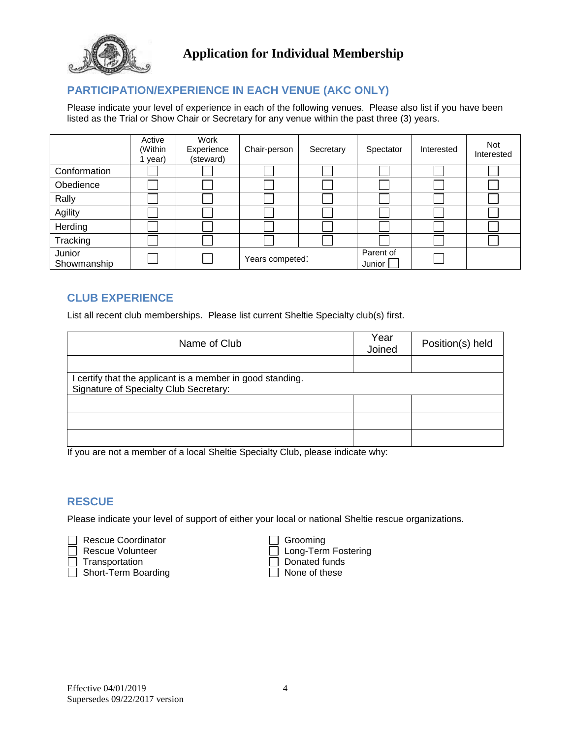# Application for Individual Membership

## PARTICIPATION/EXPERIENCE IN EACH VENUE (AKC ONLY)

Please indicate your level of experience in each of the following venues. Please also list if you have been listed as the Trial or Show Chair or Secretary for any venue within the past three (3) years.

| | Active (Within 1 year) | Work Experience (steward) | Chair-person | Secretary | Spectator | Interested | Not Interested |
|---|---|---|---|---|---|---|---|
| Conformation | ☐ | ☐ | ☐ | ☐ | ☐ | ☐ | ☐ |
| Obedience | ☐ | ☐ | ☐ | ☐ | ☐ | ☐ | ☐ |
| Rally | ☐ | ☐ | ☐ | ☐ | ☐ | ☐ | ☐ |
| Agility | ☐ | ☐ | ☐ | ☐ | ☐ | ☐ | ☐ |
| Herding | ☐ | ☐ | ☐ | ☐ | ☐ | ☐ | ☐ |
| Tracking | ☐ | ☐ | ☐ | ☐ | ☐ | ☐ | ☐ |
| Junior Showmanship | ☐ | ☐ | Years competed: | | Parent of Junior ☐ | ☐ | |

## CLUB EXPERIENCE

List all recent club memberships. Please list current Sheltie Specialty club(s) first.

| Name of Club | Year Joined | Position(s) held |
|---|---|---|
| | | |
| I certify that the applicant is a member in good standing. Signature of Specialty Club Secretary: | | |
| | | |
| | | |
| | | |

If you are not a member of a local Sheltie Specialty Club, please indicate why:

## RESCUE

Please indicate your level of support of either your local or national Sheltie rescue organizations.

- ☐ Rescue Coordinator
- ☐ Rescue Volunteer
- ☐ Transportation
- ☐ Short-Term Boarding
- ☐ Grooming
- ☐ Long-Term Fostering
- ☐ Donated funds
- ☐ None of these

Effective 04/01/2019
Supersedes 09/22/2017 version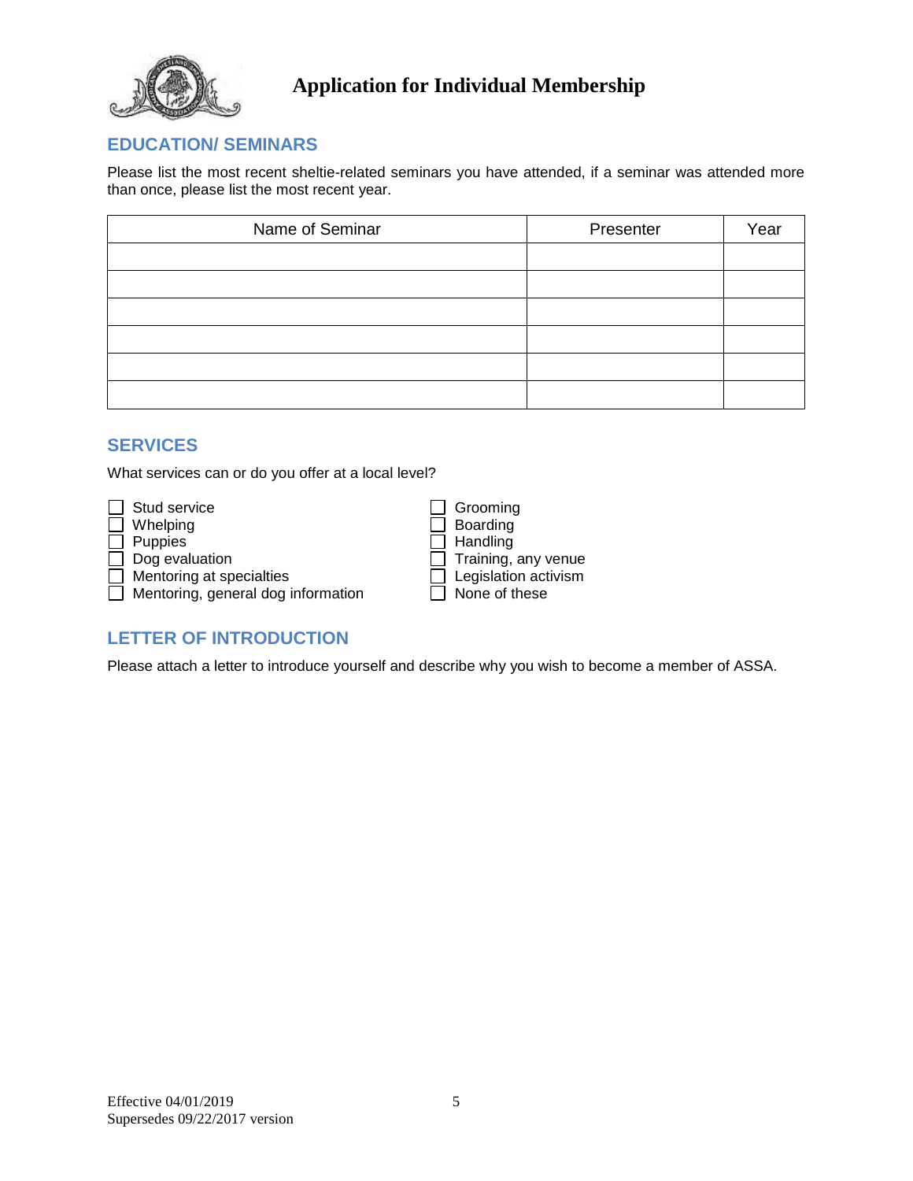# Application for Individual Membership

## EDUCATION/ SEMINARS

Please list the most recent sheltie-related seminars you have attended, if a seminar was attended more than once, please list the most recent year.

| Name of Seminar | Presenter | Year |
|---|---|---|
| | | |
| | | |
| | | |
| | | |
| | | |
| | | |

## SERVICES

What services can or do you offer at a local level?

- ☐ Stud service
- ☐ Whelping
- ☐ Puppies
- ☐ Dog evaluation
- ☐ Mentoring at specialties
- ☐ Mentoring, general dog information
- ☐ Grooming
- ☐ Boarding
- ☐ Handling
- ☐ Training, any venue
- ☐ Legislation activism
- ☐ None of these

## LETTER OF INTRODUCTION

Please attach a letter to introduce yourself and describe why you wish to become a member of ASSA.

Effective 04/01/2019
Supersedes 09/22/2017 version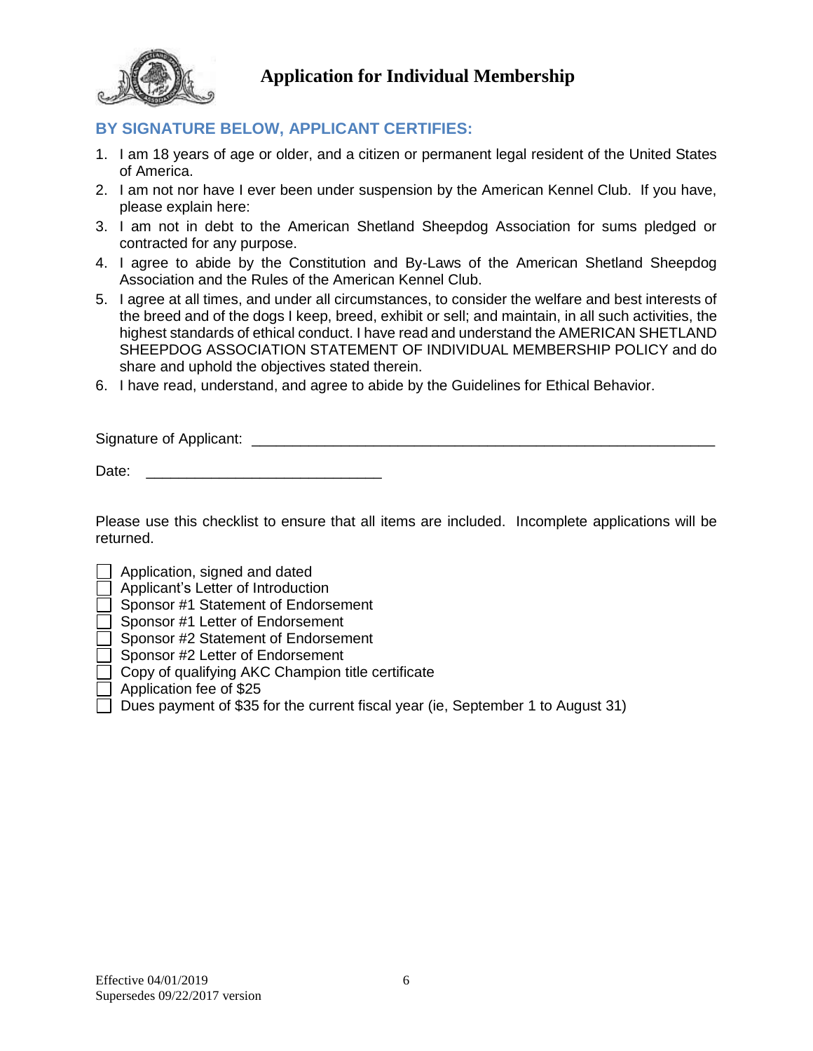# Application for Individual Membership

## BY SIGNATURE BELOW, APPLICANT CERTIFIES:

1. I am 18 years of age or older, and a citizen or permanent legal resident of the United States of America.
2. I am not nor have I ever been under suspension by the American Kennel Club. If you have, please explain here:
3. I am not in debt to the American Shetland Sheepdog Association for sums pledged or contracted for any purpose.
4. I agree to abide by the Constitution and By-Laws of the American Shetland Sheepdog Association and the Rules of the American Kennel Club.
5. I agree at all times, and under all circumstances, to consider the welfare and best interests of the breed and of the dogs I keep, breed, exhibit or sell; and maintain, in all such activities, the highest standards of ethical conduct. I have read and understand the AMERICAN SHETLAND SHEEPDOG ASSOCIATION STATEMENT OF INDIVIDUAL MEMBERSHIP POLICY and do share and uphold the objectives stated therein.
6. I have read, understand, and agree to abide by the Guidelines for Ethical Behavior.

Signature of Applicant: ___________________________________________________________

Date: ____________________________

Please use this checklist to ensure that all items are included. Incomplete applications will be returned.

- [ ] Application, signed and dated
- [ ] Applicant's Letter of Introduction
- [ ] Sponsor #1 Statement of Endorsement
- [ ] Sponsor #1 Letter of Endorsement
- [ ] Sponsor #2 Statement of Endorsement
- [ ] Sponsor #2 Letter of Endorsement
- [ ] Copy of qualifying AKC Champion title certificate
- [ ] Application fee of $25
- [ ] Dues payment of $35 for the current fiscal year (ie, September 1 to August 31)

Effective 04/01/2019
Supersedes 09/22/2017 version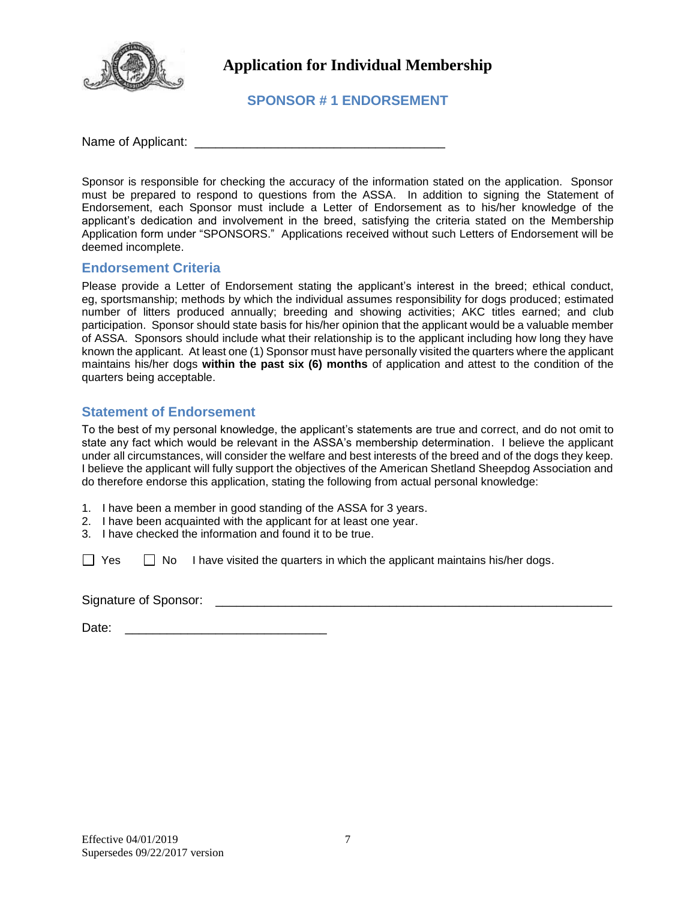# Application for Individual Membership

## SPONSOR # 1 ENDORSEMENT

Name of Applicant: ___________________________________

Sponsor is responsible for checking the accuracy of the information stated on the application. Sponsor must be prepared to respond to questions from the ASSA. In addition to signing the Statement of Endorsement, each Sponsor must include a Letter of Endorsement as to his/her knowledge of the applicant's dedication and involvement in the breed, satisfying the criteria stated on the Membership Application form under "SPONSORS." Applications received without such Letters of Endorsement will be deemed incomplete.

### Endorsement Criteria

Please provide a Letter of Endorsement stating the applicant's interest in the breed; ethical conduct, eg, sportsmanship; methods by which the individual assumes responsibility for dogs produced; estimated number of litters produced annually; breeding and showing activities; AKC titles earned; and club participation. Sponsor should state basis for his/her opinion that the applicant would be a valuable member of ASSA. Sponsors should include what their relationship is to the applicant including how long they have known the applicant. At least one (1) Sponsor must have personally visited the quarters where the applicant maintains his/her dogs **within the past six (6) months** of application and attest to the condition of the quarters being acceptable.

### Statement of Endorsement

To the best of my personal knowledge, the applicant's statements are true and correct, and do not omit to state any fact which would be relevant in the ASSA's membership determination. I believe the applicant under all circumstances, will consider the welfare and best interests of the breed and of the dogs they keep. I believe the applicant will fully support the objectives of the American Shetland Sheepdog Association and do therefore endorse this application, stating the following from actual personal knowledge:

1. I have been a member in good standing of the ASSA for 3 years.
2. I have been acquainted with the applicant for at least one year.
3. I have checked the information and found it to be true.

☐ Yes ☐ No I have visited the quarters in which the applicant maintains his/her dogs.

Signature of Sponsor: ___________________________________________________________

Date: _____________________________

Effective 04/01/2019
Supersedes 09/22/2017 version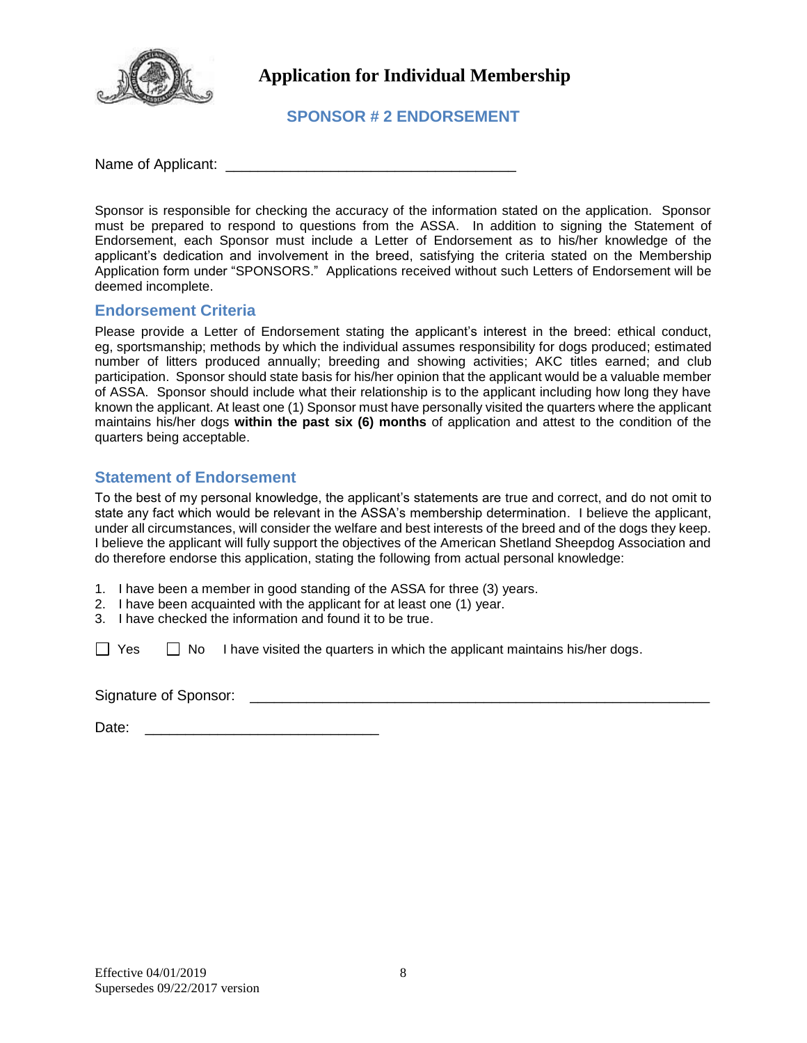# Application for Individual Membership

## SPONSOR # 2 ENDORSEMENT

Name of Applicant: ___________________________________

Sponsor is responsible for checking the accuracy of the information stated on the application. Sponsor must be prepared to respond to questions from the ASSA. In addition to signing the Statement of Endorsement, each Sponsor must include a Letter of Endorsement as to his/her knowledge of the applicant's dedication and involvement in the breed, satisfying the criteria stated on the Membership Application form under "SPONSORS." Applications received without such Letters of Endorsement will be deemed incomplete.

### Endorsement Criteria

Please provide a Letter of Endorsement stating the applicant's interest in the breed: ethical conduct, eg, sportsmanship; methods by which the individual assumes responsibility for dogs produced; estimated number of litters produced annually; breeding and showing activities; AKC titles earned; and club participation. Sponsor should state basis for his/her opinion that the applicant would be a valuable member of ASSA. Sponsor should include what their relationship is to the applicant including how long they have known the applicant. At least one (1) Sponsor must have personally visited the quarters where the applicant maintains his/her dogs **within the past six (6) months** of application and attest to the condition of the quarters being acceptable.

### Statement of Endorsement

To the best of my personal knowledge, the applicant's statements are true and correct, and do not omit to state any fact which would be relevant in the ASSA's membership determination. I believe the applicant, under all circumstances, will consider the welfare and best interests of the breed and of the dogs they keep. I believe the applicant will fully support the objectives of the American Shetland Sheepdog Association and do therefore endorse this application, stating the following from actual personal knowledge:

1. I have been a member in good standing of the ASSA for three (3) years.
2. I have been acquainted with the applicant for at least one (1) year.
3. I have checked the information and found it to be true.

☐ Yes ☐ No I have visited the quarters in which the applicant maintains his/her dogs.

Signature of Sponsor: ___________________________________________________________

Date: ____________________________

Effective 04/01/2019
Supersedes 09/22/2017 version